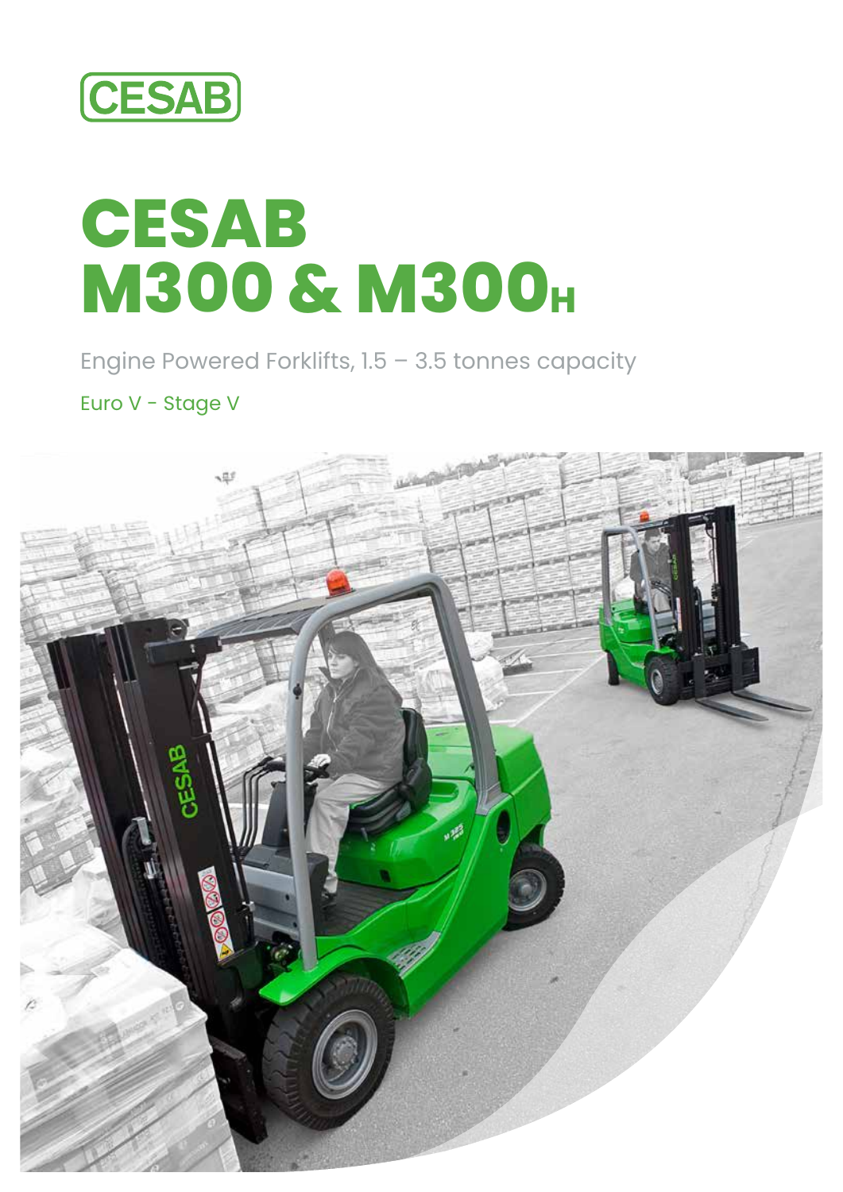CESAB

# CESAB M300 & M300$_{H}$

Engine Powered Forklifts, 1.5 – 3.5 tonnes capacity

Euro V - Stage V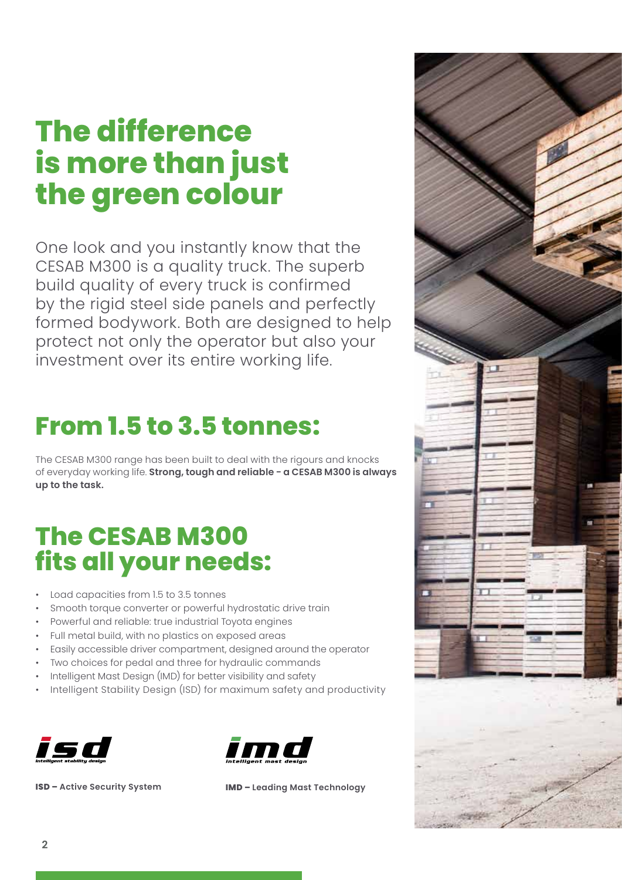# The difference is more than just the green colour

One look and you instantly know that the CESAB M300 is a quality truck. The superb build quality of every truck is confirmed by the rigid steel side panels and perfectly formed bodywork. Both are designed to help protect not only the operator but also your investment over its entire working life.

## From 1.5 to 3.5 tonnes:

The CESAB M300 range has been built to deal with the rigours and knocks of everyday working life. **Strong, tough and reliable - a CESAB M300 is always up to the task.**

## The CESAB M300 fits all your needs:

- Load capacities from 1.5 to 3.5 tonnes
- Smooth torque converter or powerful hydrostatic drive train
- Powerful and reliable: true industrial Toyota engines
- Full metal build, with no plastics on exposed areas
- Easily accessible driver compartment, designed around the operator
- Two choices for pedal and three for hydraulic commands
- Intelligent Mast Design (IMD) for better visibility and safety
- Intelligent Stability Design (ISD) for maximum safety and productivity

isd intelligent stability design

**ISD – Active Security System**

imd intelligent mast design

**IMD – Leading Mast Technology**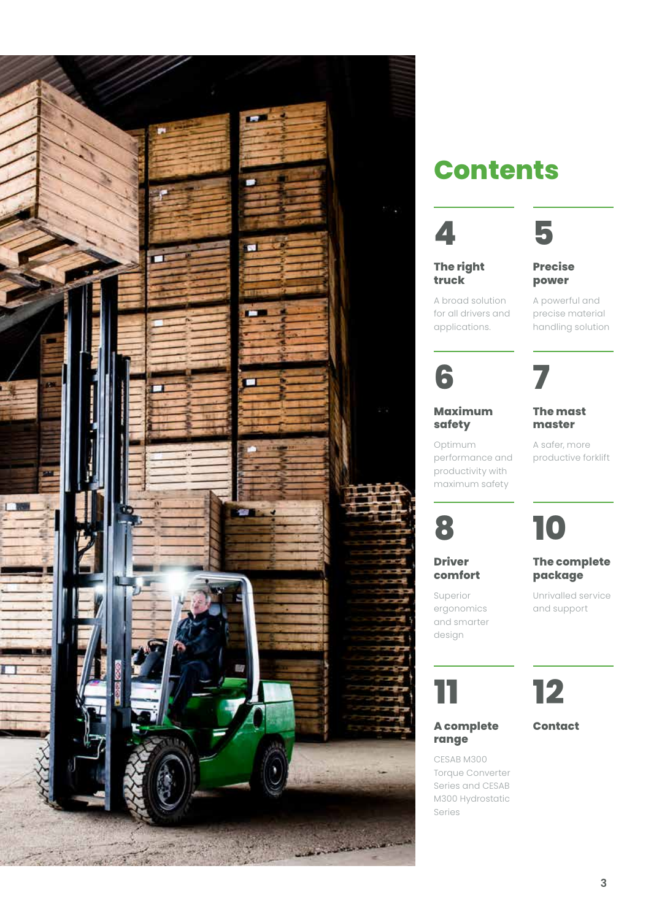# Contents

**4**

### The right truck

A broad solution for all drivers and applications.

**5**

### Precise power

A powerful and precise material handling solution

**6**

### Maximum safety

Optimum performance and productivity with maximum safety

**7**

### The mast master

A safer, more productive forklift

**8**

### Driver comfort

Superior ergonomics and smarter design

**10**

### The complete package

Unrivalled service and support

**11**

### A complete range

CESAB M300 Torque Converter Series and CESAB M300 Hydrostatic Series

**12**

### Contact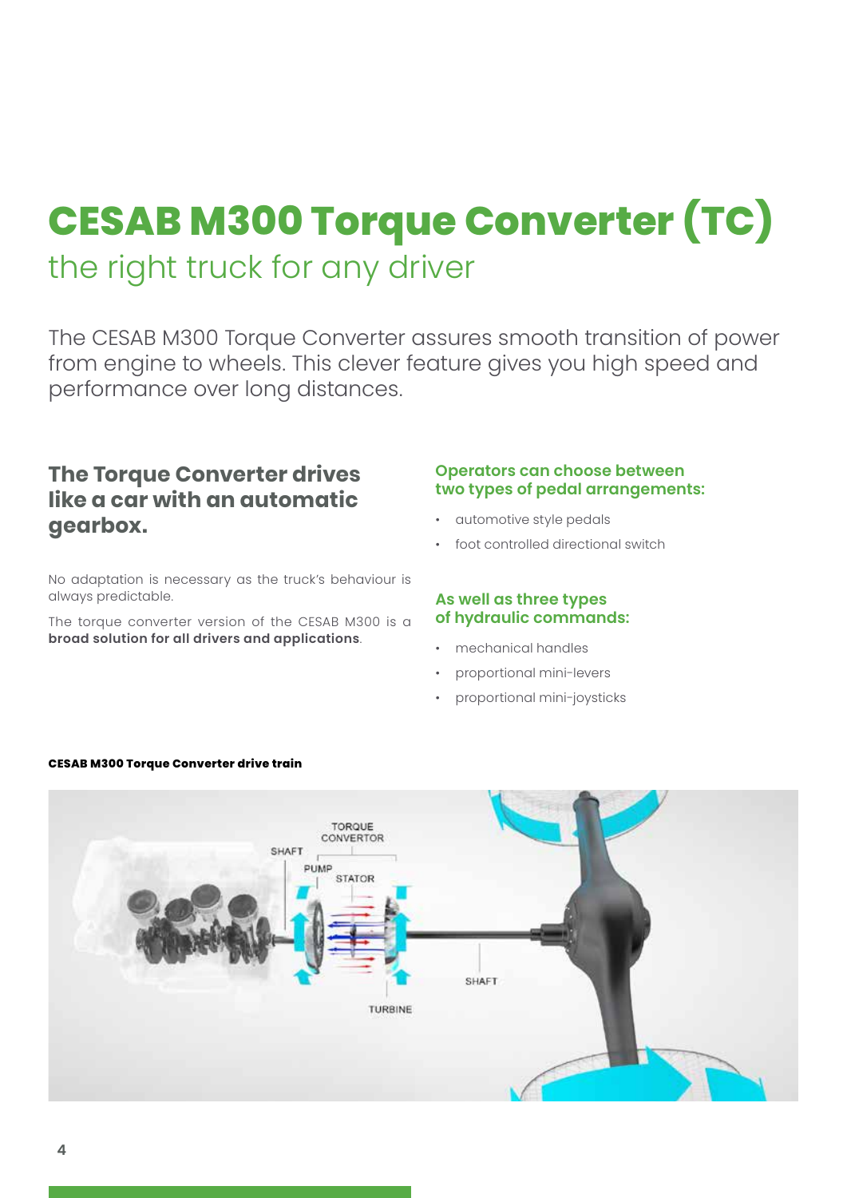# CESAB M300 Torque Converter (TC)

## the right truck for any driver

The CESAB M300 Torque Converter assures smooth transition of power from engine to wheels. This clever feature gives you high speed and performance over long distances.

### The Torque Converter drives like a car with an automatic gearbox.

No adaptation is necessary as the truck's behaviour is always predictable.

The torque converter version of the CESAB M300 is a **broad solution for all drivers and applications**.

**Operators can choose between two types of pedal arrangements:**

- automotive style pedals
- foot controlled directional switch

**As well as three types of hydraulic commands:**

- mechanical handles
- proportional mini-levers
- proportional mini-joysticks

**CESAB M300 Torque Converter drive train**

TORQUE CONVERTOR

SHAFT

PUMP

STATOR

TURBINE

SHAFT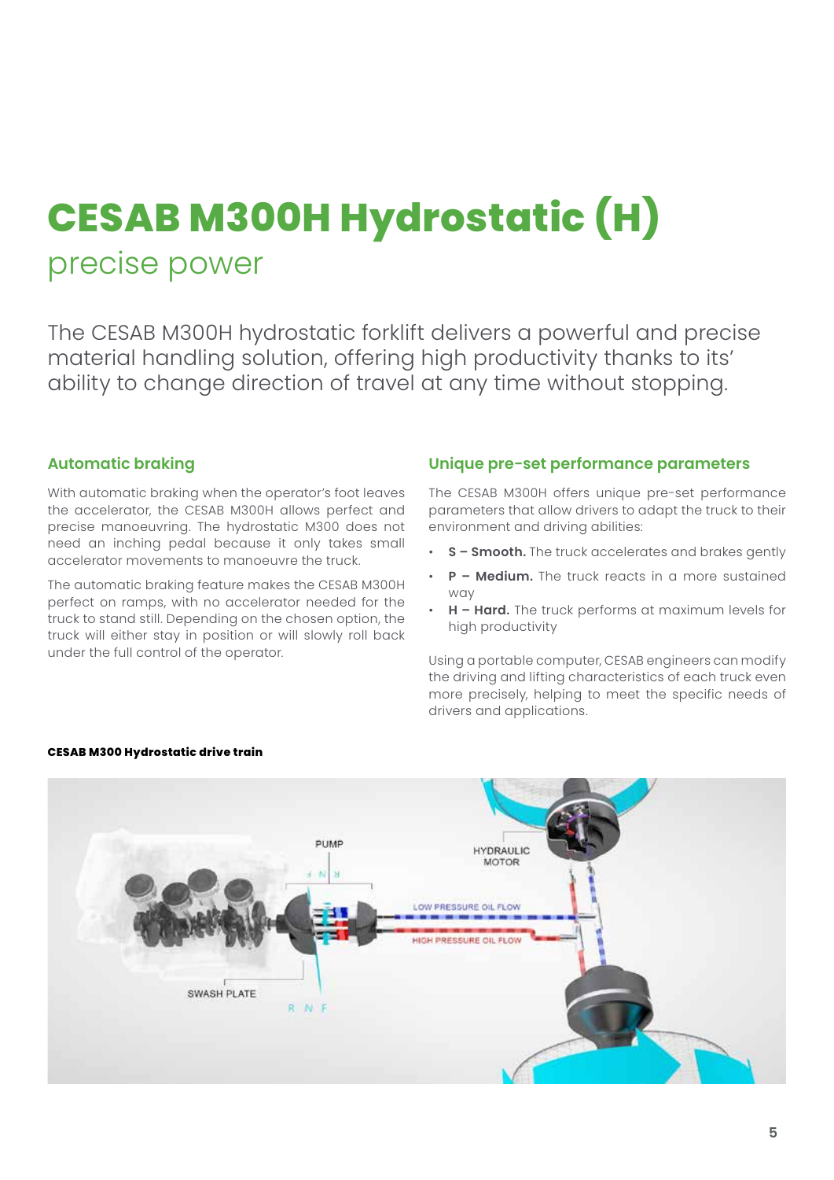# CESAB M300H Hydrostatic (H)

## precise power

The CESAB M300H hydrostatic forklift delivers a powerful and precise material handling solution, offering high productivity thanks to its' ability to change direction of travel at any time without stopping.

### Automatic braking

With automatic braking when the operator's foot leaves the accelerator, the CESAB M300H allows perfect and precise manoeuvring. The hydrostatic M300 does not need an inching pedal because it only takes small accelerator movements to manoeuvre the truck.

The automatic braking feature makes the CESAB M300H perfect on ramps, with no accelerator needed for the truck to stand still. Depending on the chosen option, the truck will either stay in position or will slowly roll back under the full control of the operator.

### Unique pre-set performance parameters

The CESAB M300H offers unique pre-set performance parameters that allow drivers to adapt the truck to their environment and driving abilities:

- **S – Smooth.** The truck accelerates and brakes gently
- **P – Medium.** The truck reacts in a more sustained way
- **H – Hard.** The truck performs at maximum levels for high productivity

Using a portable computer, CESAB engineers can modify the driving and lifting characteristics of each truck even more precisely, helping to meet the specific needs of drivers and applications.

**CESAB M300 Hydrostatic drive train**

PUMP

HYDRAULIC MOTOR

LOW PRESSURE OIL FLOW

HIGH PRESSURE OIL FLOW

SWASH PLATE

R N F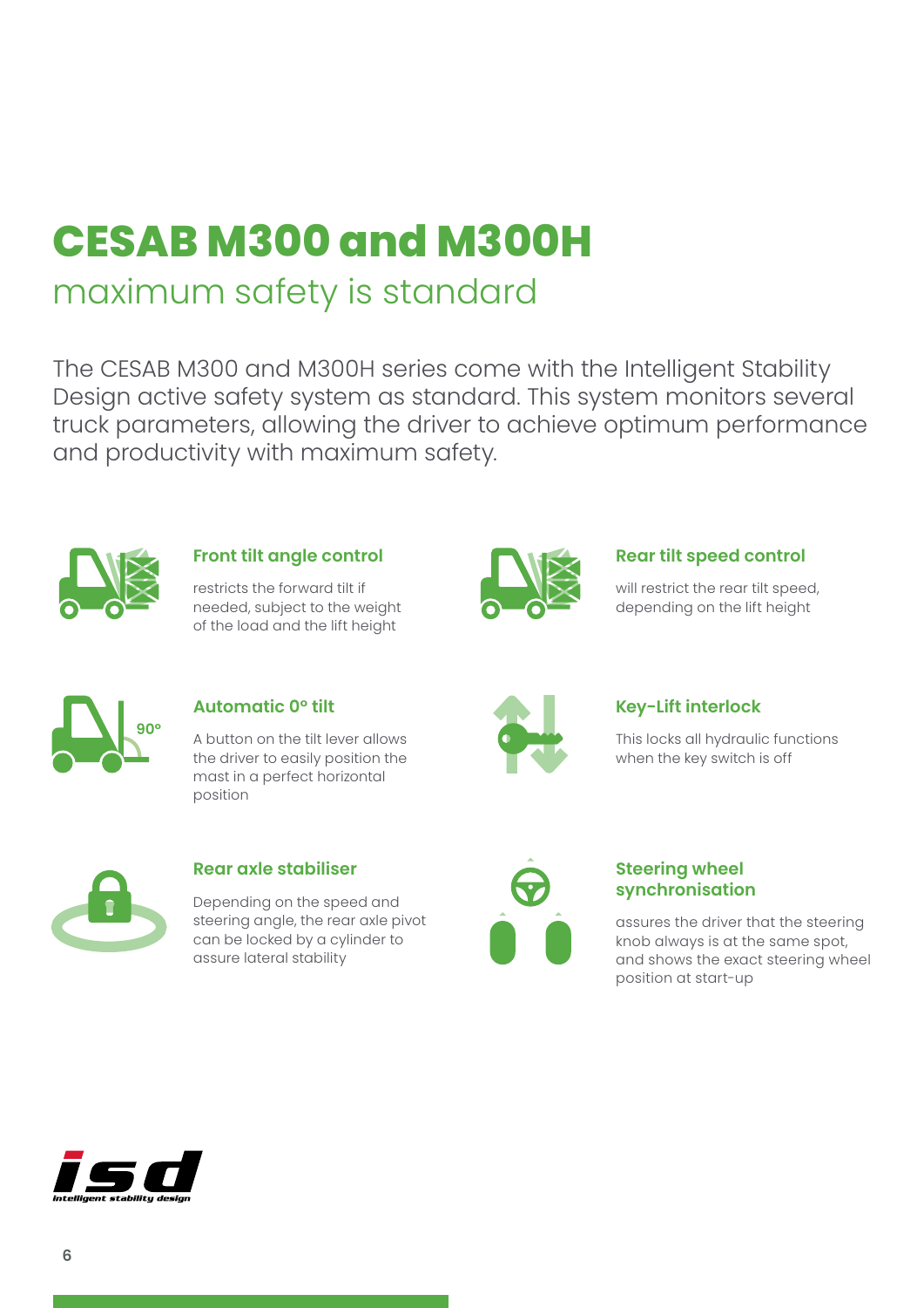# CESAB M300 and M300H

## maximum safety is standard

The CESAB M300 and M300H series come with the Intelligent Stability Design active safety system as standard. This system monitors several truck parameters, allowing the driver to achieve optimum performance and productivity with maximum safety.

### Front tilt angle control

restricts the forward tilt if needed, subject to the weight of the load and the lift height

### Rear tilt speed control

will restrict the rear tilt speed, depending on the lift height

### Automatic 0° tilt

A button on the tilt lever allows the driver to easily position the mast in a perfect horizontal position

### Key-Lift interlock

This locks all hydraulic functions when the key switch is off

### Rear axle stabiliser

Depending on the speed and steering angle, the rear axle pivot can be locked by a cylinder to assure lateral stability

### Steering wheel synchronisation

assures the driver that the steering knob always is at the same spot, and shows the exact steering wheel position at start-up

isd
intelligent stability design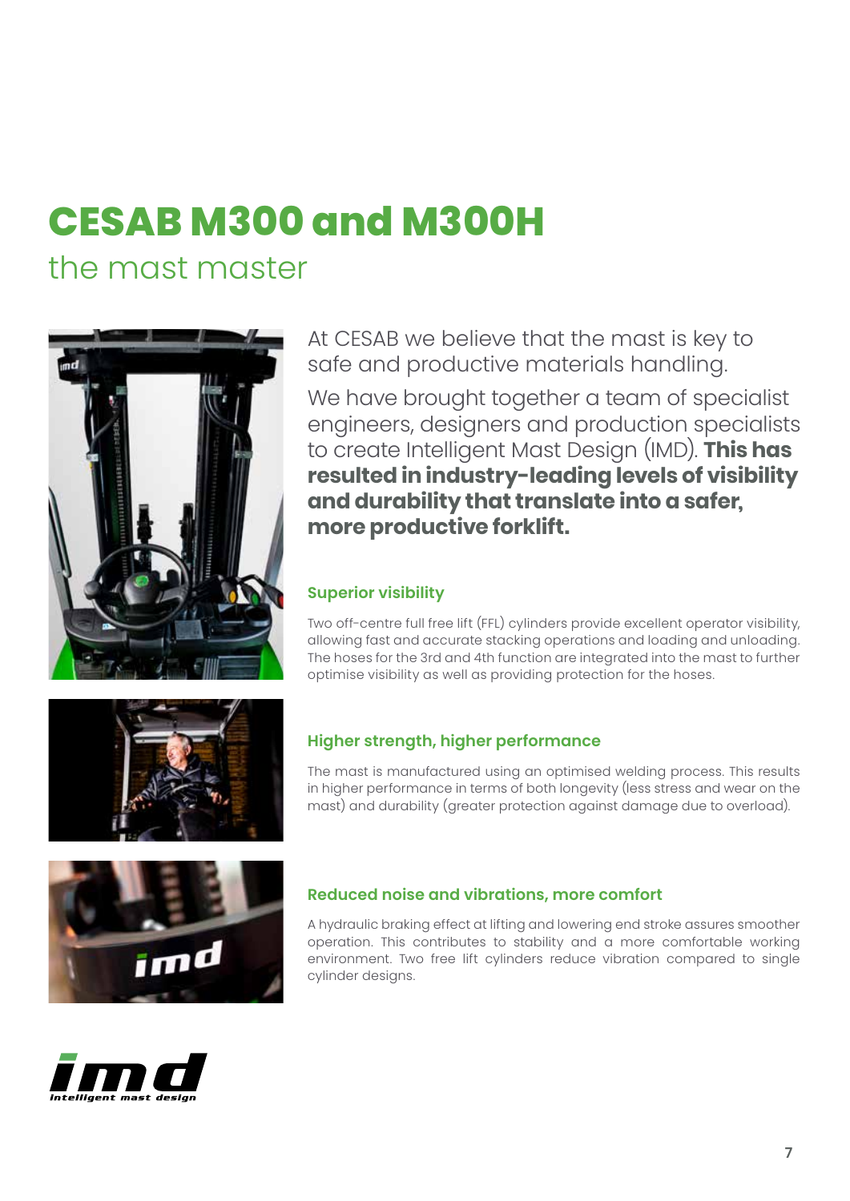# CESAB M300 and M300H

## the mast master

At CESAB we believe that the mast is key to safe and productive materials handling.

We have brought together a team of specialist engineers, designers and production specialists to create Intelligent Mast Design (IMD). **This has resulted in industry-leading levels of visibility and durability that translate into a safer, more productive forklift.**

### Superior visibility

Two off-centre full free lift (FFL) cylinders provide excellent operator visibility, allowing fast and accurate stacking operations and loading and unloading. The hoses for the 3rd and 4th function are integrated into the mast to further optimise visibility as well as providing protection for the hoses.

### Higher strength, higher performance

The mast is manufactured using an optimised welding process. This results in higher performance in terms of both longevity (less stress and wear on the mast) and durability (greater protection against damage due to overload).

### Reduced noise and vibrations, more comfort

A hydraulic braking effect at lifting and lowering end stroke assures smoother operation. This contributes to stability and a more comfortable working environment. Two free lift cylinders reduce vibration compared to single cylinder designs.

imd
intelligent mast design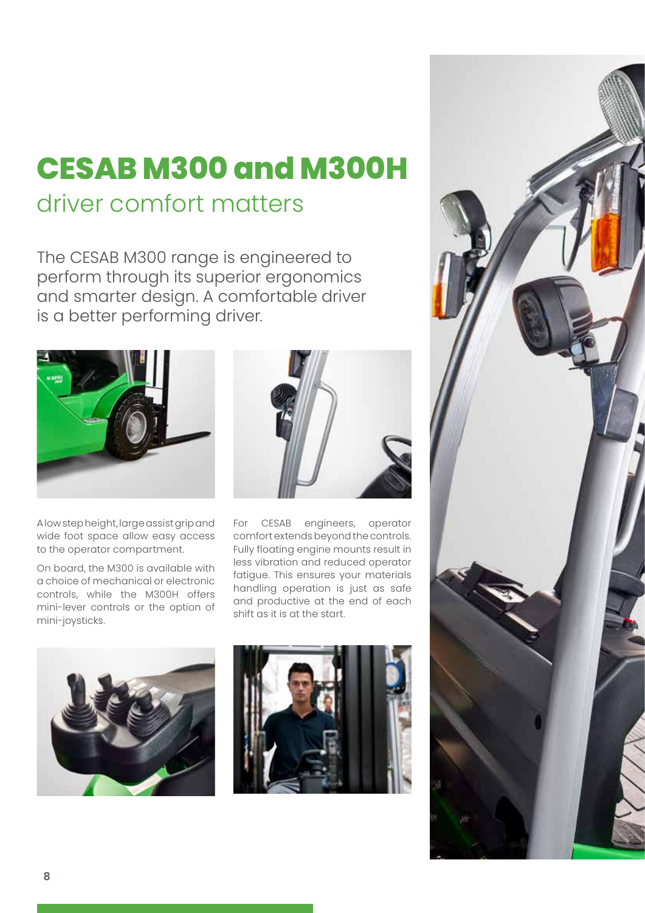# CESAB M300 and M300H

## driver comfort matters

The CESAB M300 range is engineered to perform through its superior ergonomics and smarter design. A comfortable driver is a better performing driver.

A low step height, large assist grip and wide foot space allow easy access to the operator compartment.

On board, the M300 is available with a choice of mechanical or electronic controls, while the M300H offers mini-lever controls or the option of mini-joysticks.

For CESAB engineers, operator comfort extends beyond the controls. Fully floating engine mounts result in less vibration and reduced operator fatigue. This ensures your materials handling operation is just as safe and productive at the end of each shift as it is at the start.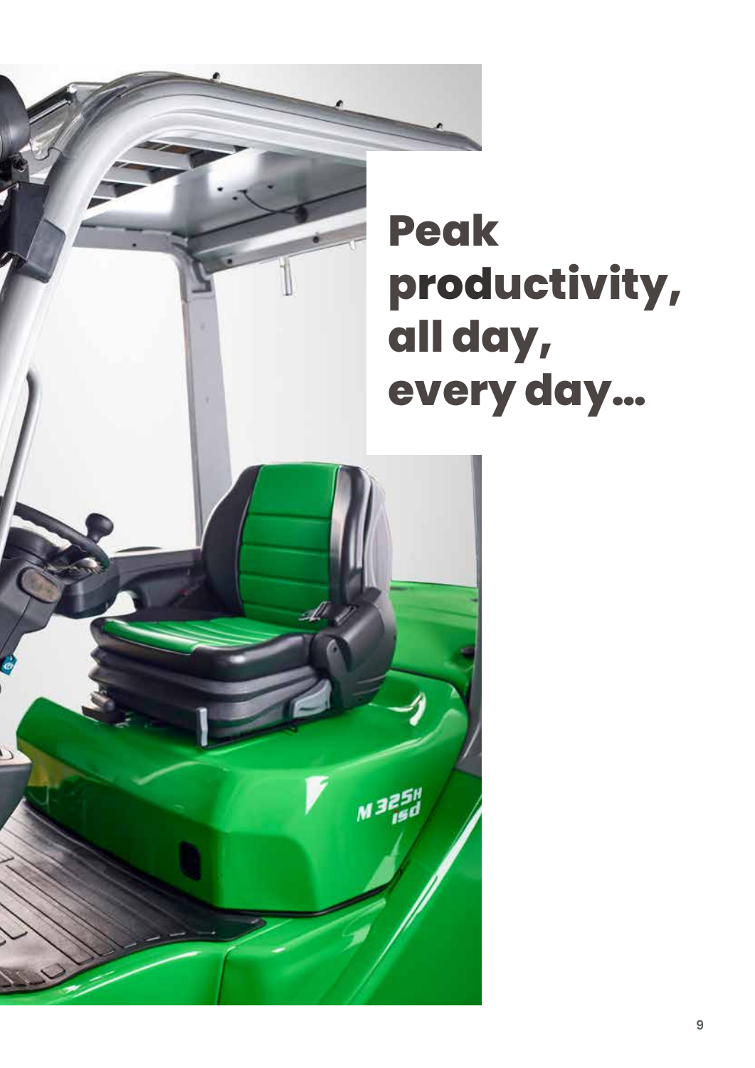# Peak productivity, all day, every day...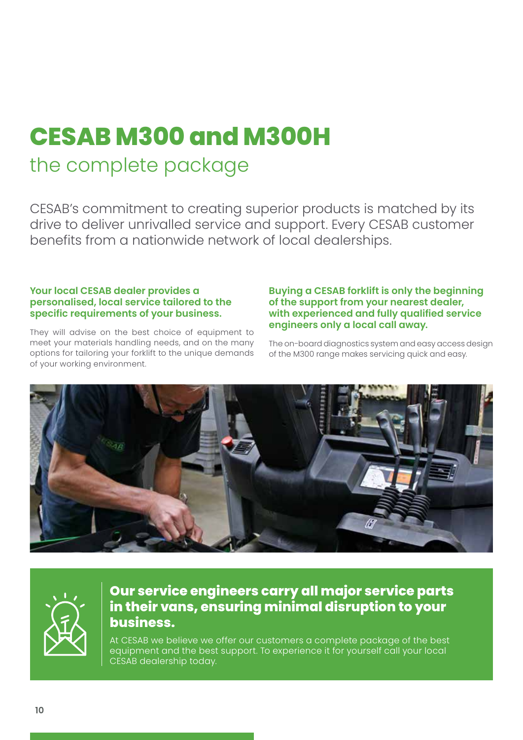# CESAB M300 and M300H

## the complete package

CESAB's commitment to creating superior products is matched by its drive to deliver unrivalled service and support. Every CESAB customer benefits from a nationwide network of local dealerships.

**Your local CESAB dealer provides a personalised, local service tailored to the specific requirements of your business.**

They will advise on the best choice of equipment to meet your materials handling needs, and on the many options for tailoring your forklift to the unique demands of your working environment.

**Buying a CESAB forklift is only the beginning of the support from your nearest dealer, with experienced and fully qualified service engineers only a local call away.**

The on-board diagnostics system and easy access design of the M300 range makes servicing quick and easy.

**Our service engineers carry all major service parts in their vans, ensuring minimal disruption to your business.**

At CESAB we believe we offer our customers a complete package of the best equipment and the best support. To experience it for yourself call your local CESAB dealership today.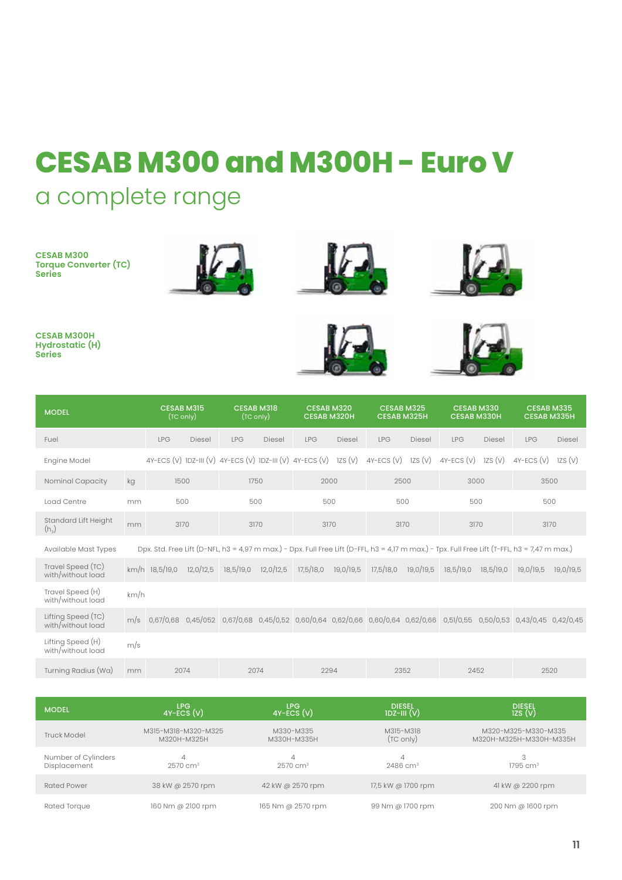# CESAB M300 and M300H - Euro V

## a complete range

**CESAB M300 Torque Converter (TC) Series**

**CESAB M300H Hydrostatic (H) Series**

| MODEL | | CESAB M315 (TC only) | | CESAB M318 (TC only) | | CESAB M320 CESAB M320H | | CESAB M325 CESAB M325H | | CESAB M330 CESAB M330H | | CESAB M335 CESAB M335H | |
|---|---|---|---|---|---|---|---|---|---|---|---|---|---|
| Fuel | | LPG | Diesel | LPG | Diesel | LPG | Diesel | LPG | Diesel | LPG | Diesel | LPG | Diesel |
| Engine Model | | 4Y-ECS (V) | 1DZ-III (V) | 4Y-ECS (V) | 1DZ-III (V) | 4Y-ECS (V) | 1ZS (V) | 4Y-ECS (V) | 1ZS (V) | 4Y-ECS (V) | 1ZS (V) | 4Y-ECS (V) | 1ZS (V) |
| Nominal Capacity | kg | 1500 | | 1750 | | 2000 | | 2500 | | 3000 | | 3500 | |
| Load Centre | mm | 500 | | 500 | | 500 | | 500 | | 500 | | 500 | |
| Standard Lift Height ($h_3$) | mm | 3170 | | 3170 | | 3170 | | 3170 | | 3170 | | 3170 | |
| Available Mast Types | | Dpx. Std. Free Lift (D-NFL, h3 = 4,97 m max.) - Dpx. Full Free Lift (D-FFL, h3 = 4,17 m max.) - Tpx. Full Free Lift (T-FFL, h3 = 7,47 m max.) | | | | | | | | | | | |
| Travel Speed (TC) with/without load | km/h | 18,5/19,0 | 12,0/12,5 | 18,5/19,0 | 12,0/12,5 | 17,5/18,0 | 19,0/19,5 | 17,5/18,0 | 19,0/19,5 | 18,5/19,0 | 18,5/19,0 | 19,0/19,5 | 19,0/19,5 |
| Travel Speed (H) with/without load | km/h | | | | | | | | | | | | |
| Lifting Speed (TC) with/without load | m/s | 0,67/0,68 | 0,45/052 | 0,67/0,68 | 0,45/0,52 | 0,60/0,64 | 0,62/0,66 | 0,60/0,64 | 0,62/0,66 | 0,51/0,55 | 0,50/0,53 | 0,43/0,45 | 0,42/0,45 |
| Lifting Speed (H) with/without load | m/s | | | | | | | | | | | | |
| Turning Radius (Wa) | mm | 2074 | | 2074 | | 2294 | | 2352 | | 2452 | | 2520 | |

| MODEL | LPG 4Y-ECS (V) | LPG 4Y-ECS (V) | DIESEL 1DZ-III (V) | DIESEL 1ZS (V) |
|---|---|---|---|---|
| Truck Model | M315-M318-M320-M325 M320H-M325H | M330-M335 M330H-M335H | M315-M318 (TC only) | M320-M325-M330-M335 M320H-M325H-M330H-M335H |
| Number of Cylinders Displacement | 4 2570 cm³ | 4 2570 cm³ | 4 2486 cm³ | 3 1795 cm³ |
| Rated Power | 38 kW @ 2570 rpm | 42 kW @ 2570 rpm | 17,5 kW @ 1700 rpm | 41 kW @ 2200 rpm |
| Rated Torque | 160 Nm @ 2100 rpm | 165 Nm @ 2570 rpm | 99 Nm @ 1700 rpm | 200 Nm @ 1600 rpm |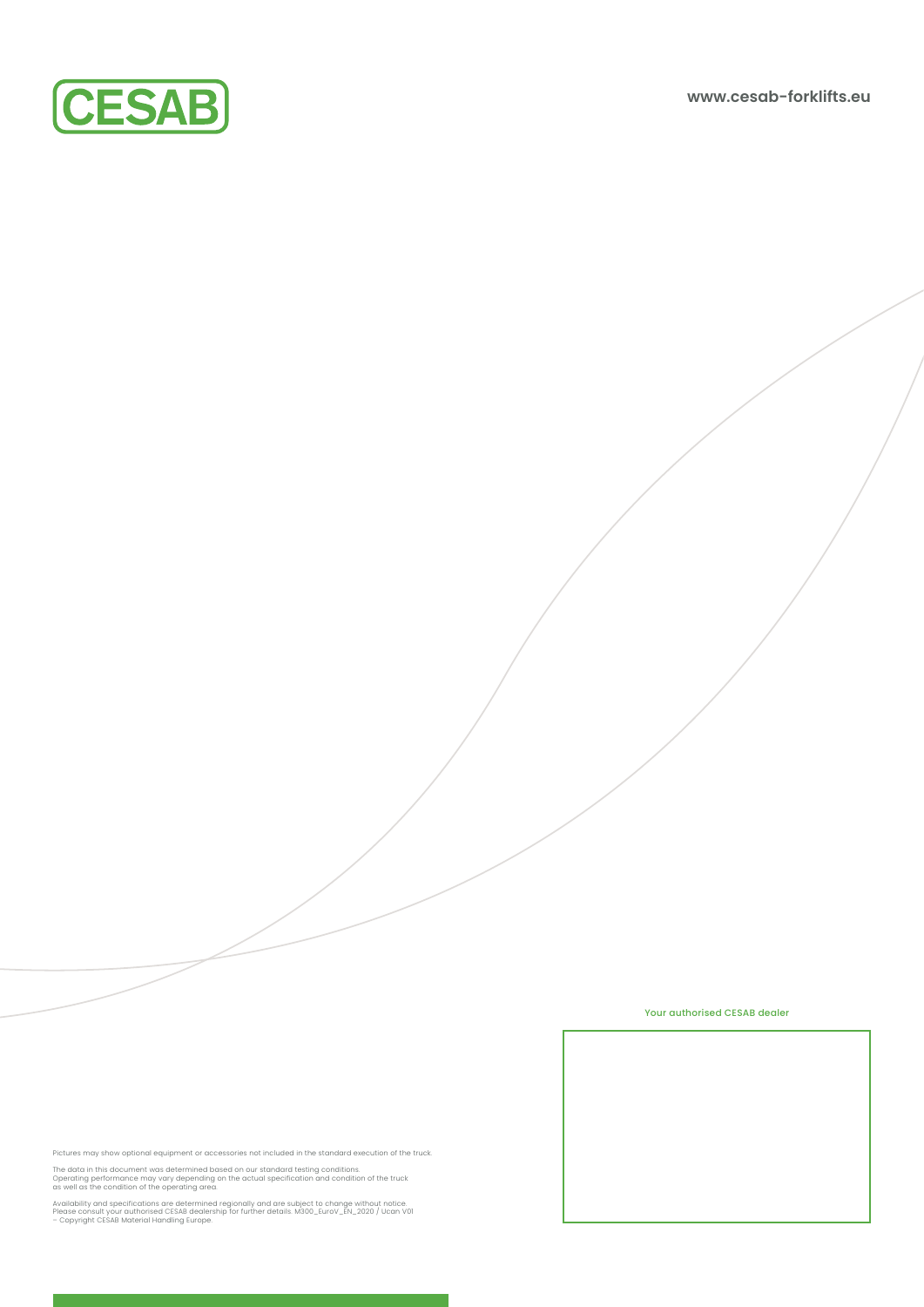CESAB

www.cesab-forklifts.eu

Your authorised CESAB dealer

Pictures may show optional equipment or accessories not included in the standard execution of the truck.

The data in this document was determined based on our standard testing conditions.
Operating performance may vary depending on the actual specification and condition of the truck
as well as the condition of the operating area.

Availability and specifications are determined regionally and are subject to change without notice.
Please consult your authorised CESAB dealership for further details. M300_EuroV_EN_2020 / Ucan V01
– Copyright CESAB Material Handling Europe.